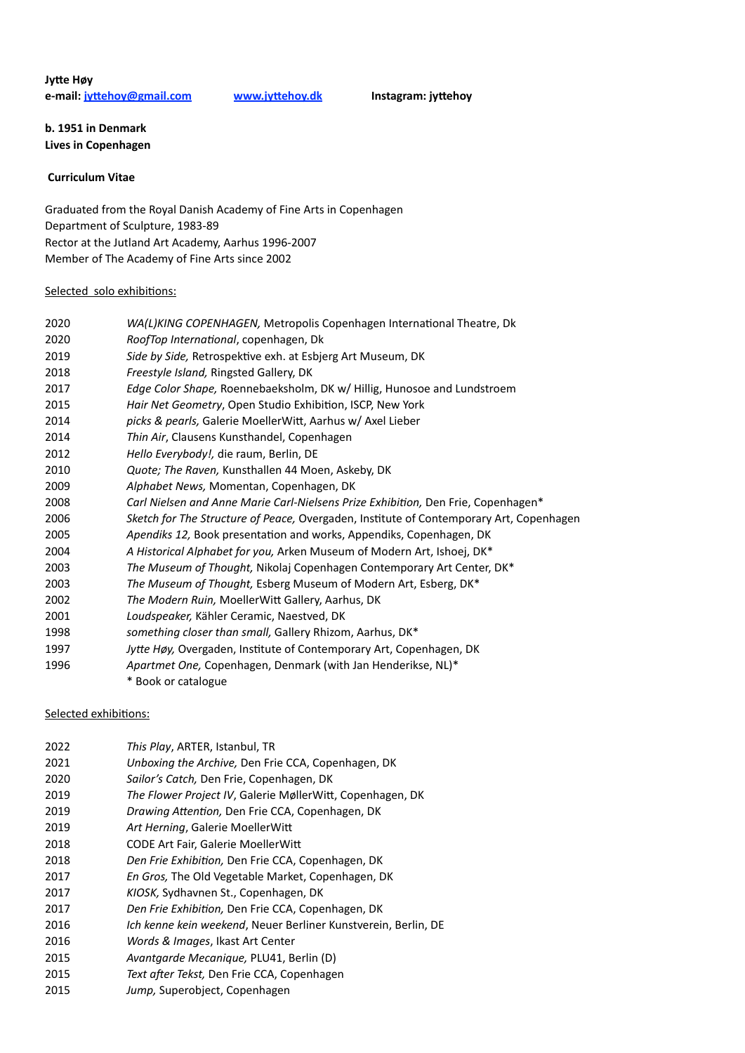**Jytte Høy**
**e-mail: [jyttehoy@gmail.com](mailto:jyttehoy@gmail.com)** **[www.jyttehoy.dk](http://www.jyttehoy.dk)** **Instagram: jyttehoy**

**b. 1951 in Denmark**
**Lives in Copenhagen**

**Curriculum Vitae**

Graduated from the Royal Danish Academy of Fine Arts in Copenhagen
Department of Sculpture, 1983-89
Rector at the Jutland Art Academy, Aarhus 1996-2007
Member of The Academy of Fine Arts since 2002

Selected solo exhibitions:

2020 *WA(L)KING COPENHAGEN,* Metropolis Copenhagen International Theatre, Dk
2020 *RoofTop International*, copenhagen, Dk
2019 *Side by Side,* Retrospektive exh. at Esbjerg Art Museum, DK
2018 *Freestyle Island,* Ringsted Gallery, DK
2017 *Edge Color Shape,* Roennebaeksholm, DK w/ Hillig, Hunosoe and Lundstroem
2015 *Hair Net Geometry*, Open Studio Exhibition, ISCP, New York
2014 *picks & pearls,* Galerie MoellerWitt, Aarhus w/ Axel Lieber
2014 *Thin Air*, Clausens Kunsthandel, Copenhagen
2012 *Hello Everybody!,* die raum, Berlin, DE
2010 *Quote; The Raven,* Kunsthallen 44 Moen, Askeby, DK
2009 *Alphabet News,* Momentan, Copenhagen, DK
2008 *Carl Nielsen and Anne Marie Carl-Nielsens Prize Exhibition,* Den Frie, Copenhagen*
2006 *Sketch for The Structure of Peace,* Overgaden, Institute of Contemporary Art, Copenhagen
2005 *Apendiks 12,* Book presentation and works, Appendiks, Copenhagen, DK
2004 *A Historical Alphabet for you,* Arken Museum of Modern Art, Ishoej, DK*
2003 *The Museum of Thought,* Nikolaj Copenhagen Contemporary Art Center, DK*
2003 *The Museum of Thought,* Esberg Museum of Modern Art, Esberg, DK*
2002 *The Modern Ruin,* MoellerWitt Gallery, Aarhus, DK
2001 *Loudspeaker,* Kähler Ceramic, Naestved, DK
1998 *something closer than small,* Gallery Rhizom, Aarhus, DK*
1997 *Jytte Høy,* Overgaden, Institute of Contemporary Art, Copenhagen, DK
1996 *Apartmet One,* Copenhagen, Denmark (with Jan Henderikse, NL)*
\* Book or catalogue

Selected exhibitions:

2022 *This Play*, ARTER, Istanbul, TR
2021 *Unboxing the Archive,* Den Frie CCA, Copenhagen, DK
2020 *Sailor's Catch,* Den Frie, Copenhagen, DK
2019 *The Flower Project IV*, Galerie MøllerWitt, Copenhagen, DK
2019 *Drawing Attention,* Den Frie CCA, Copenhagen, DK
2019 *Art Herning*, Galerie MoellerWitt
2018 CODE Art Fair, Galerie MoellerWitt
2018 *Den Frie Exhibition,* Den Frie CCA, Copenhagen, DK
2017 *En Gros,* The Old Vegetable Market, Copenhagen, DK
2017 *KIOSK,* Sydhavnen St., Copenhagen, DK
2017 *Den Frie Exhibition,* Den Frie CCA, Copenhagen, DK
2016 *Ich kenne kein weekend*, Neuer Berliner Kunstverein, Berlin, DE
2016 *Words & Images*, Ikast Art Center
2015 *Avantgarde Mecanique,* PLU41, Berlin (D)
2015 *Text after Tekst,* Den Frie CCA, Copenhagen
2015 *Jump,* Superobject, Copenhagen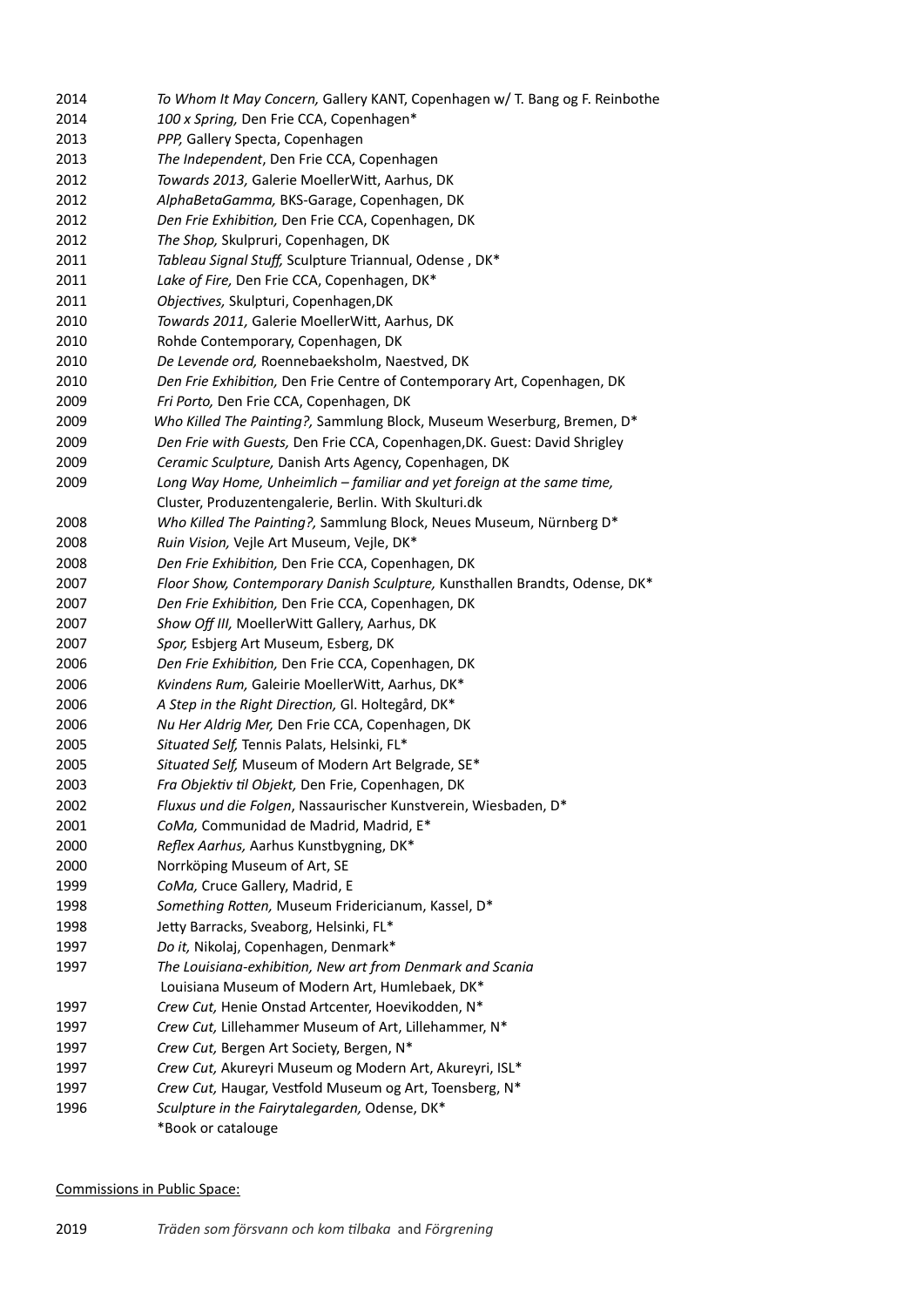2014 *To Whom It May Concern,* Gallery KANT, Copenhagen w/ T. Bang og F. Reinbothe
2014 *100 x Spring,* Den Frie CCA, Copenhagen*
2013 *PPP,* Gallery Specta, Copenhagen
2013 *The Independent*, Den Frie CCA, Copenhagen
2012 *Towards 2013,* Galerie MoellerWitt, Aarhus, DK
2012 *AlphaBetaGamma,* BKS-Garage, Copenhagen, DK
2012 *Den Frie Exhibition,* Den Frie CCA, Copenhagen, DK
2012 *The Shop,* Skulpruri, Copenhagen, DK
2011 *Tableau Signal Stuff,* Sculpture Triannual, Odense , DK*
2011 *Lake of Fire,* Den Frie CCA, Copenhagen, DK*
2011 *Objectives,* Skulpturi, Copenhagen,DK
2010 *Towards 2011,* Galerie MoellerWitt, Aarhus, DK
2010 Rohde Contemporary, Copenhagen, DK
2010 *De Levende ord,* Roennebaeksholm, Naestved, DK
2010 *Den Frie Exhibition,* Den Frie Centre of Contemporary Art, Copenhagen, DK
2009 *Fri Porto,* Den Frie CCA, Copenhagen, DK
2009 *Who Killed The Painting?,* Sammlung Block, Museum Weserburg, Bremen, D*
2009 *Den Frie with Guests,* Den Frie CCA, Copenhagen,DK. Guest: David Shrigley
2009 *Ceramic Sculpture,* Danish Arts Agency, Copenhagen, DK
2009 *Long Way Home, Unheimlich – familiar and yet foreign at the same time,* Cluster, Produzentengalerie, Berlin. With Skulturi.dk
2008 *Who Killed The Painting?,* Sammlung Block, Neues Museum, Nürnberg D*
2008 *Ruin Vision,* Vejle Art Museum, Vejle, DK*
2008 *Den Frie Exhibition,* Den Frie CCA, Copenhagen, DK
2007 *Floor Show, Contemporary Danish Sculpture,* Kunsthallen Brandts, Odense, DK*
2007 *Den Frie Exhibition,* Den Frie CCA, Copenhagen, DK
2007 *Show Off III,* MoellerWitt Gallery, Aarhus, DK
2007 *Spor,* Esbjerg Art Museum, Esberg, DK
2006 *Den Frie Exhibition,* Den Frie CCA, Copenhagen, DK
2006 *Kvindens Rum,* Galeirie MoellerWitt, Aarhus, DK*
2006 *A Step in the Right Direction,* Gl. Holtegård, DK*
2006 *Nu Her Aldrig Mer,* Den Frie CCA, Copenhagen, DK
2005 *Situated Self,* Tennis Palats, Helsinki, FL*
2005 *Situated Self,* Museum of Modern Art Belgrade, SE*
2003 *Fra Objektiv til Objekt,* Den Frie, Copenhagen, DK
2002 *Fluxus und die Folgen*, Nassaurischer Kunstverein, Wiesbaden, D*
2001 *CoMa,* Communidad de Madrid, Madrid, E*
2000 *Reflex Aarhus,* Aarhus Kunstbygning, DK*
2000 Norrköping Museum of Art, SE
1999 *CoMa,* Cruce Gallery, Madrid, E
1998 *Something Rotten,* Museum Fridericianum, Kassel, D*
1998 Jetty Barracks, Sveaborg, Helsinki, FL*
1997 *Do it,* Nikolaj, Copenhagen, Denmark*
1997 *The Louisiana-exhibition, New art from Denmark and Scania* Louisiana Museum of Modern Art, Humlebaek, DK*
1997 *Crew Cut,* Henie Onstad Artcenter, Hoevikodden, N*
1997 *Crew Cut,* Lillehammer Museum of Art, Lillehammer, N*
1997 *Crew Cut,* Bergen Art Society, Bergen, N*
1997 *Crew Cut,* Akureyri Museum og Modern Art, Akureyri, ISL*
1997 *Crew Cut,* Haugar, Vestfold Museum og Art, Toensberg, N*
1996 *Sculpture in the Fairytalegarden,* Odense, DK*

*Book or catalouge

Commissions in Public Space:

2019 *Träden som försvann och kom tilbaka* and *Förgrening*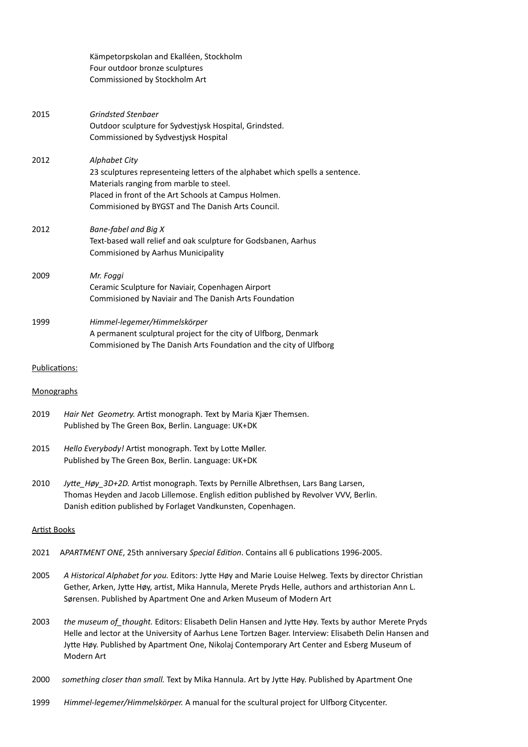Kämpetorpskolan and Ekalléen, Stockholm
Four outdoor bronze sculptures
Commissioned by Stockholm Art

2015 *Grindsted Stenbaer*
Outdoor sculpture for Sydvestjysk Hospital, Grindsted.
Commissioned by Sydvestjysk Hospital

2012 *Alphabet City*
23 sculptures representeing letters of the alphabet which spells a sentence.
Materials ranging from marble to steel.
Placed in front of the Art Schools at Campus Holmen.
Commisioned by BYGST and The Danish Arts Council.

2012 *Bane-fabel and Big X*
Text-based wall relief and oak sculpture for Godsbanen, Aarhus
Commisioned by Aarhus Municipality

2009 *Mr. Foggi*
Ceramic Sculpture for Naviair, Copenhagen Airport
Commisioned by Naviair and The Danish Arts Foundation

1999 *Himmel-legemer/Himmelskörper*
A permanent sculptural project for the city of Ulfborg, Denmark
Commisioned by The Danish Arts Foundation and the city of Ulfborg

## Publications:

### Monographs

2019 *Hair Net Geometry.* Artist monograph. Text by Maria Kjær Themsen.
Published by The Green Box, Berlin. Language: UK+DK

2015 *Hello Everybody!* Artist monograph. Text by Lotte Møller.
Published by The Green Box, Berlin. Language: UK+DK

2010 *Jytte_Høy_3D+2D.* Artist monograph. Texts by Pernille Albrethsen, Lars Bang Larsen, Thomas Heyden and Jacob Lillemose. English edition published by Revolver VVV, Berlin. Danish edition published by Forlaget Vandkunsten, Copenhagen.

### Artist Books

2021 A*PARTMENT ONE*, 25th anniversary *Special Edition*. Contains all 6 publications 1996-2005.

2005 *A Historical Alphabet for you.* Editors: Jytte Høy and Marie Louise Helweg. Texts by director Christian Gether, Arken, Jytte Høy, artist, Mika Hannula, Merete Pryds Helle, authors and arthistorian Ann L. Sørensen. Published by Apartment One and Arken Museum of Modern Art

2003 *the museum of_thought.* Editors: Elisabeth Delin Hansen and Jytte Høy. Texts by author Merete Pryds Helle and lector at the University of Aarhus Lene Tortzen Bager. Interview: Elisabeth Delin Hansen and Jytte Høy. Published by Apartment One, Nikolaj Contemporary Art Center and Esberg Museum of Modern Art

2000 *something closer than small.* Text by Mika Hannula. Art by Jytte Høy. Published by Apartment One

1999 *Himmel-legemer/Himmelskörper.* A manual for the scultural project for Ulfborg Citycenter.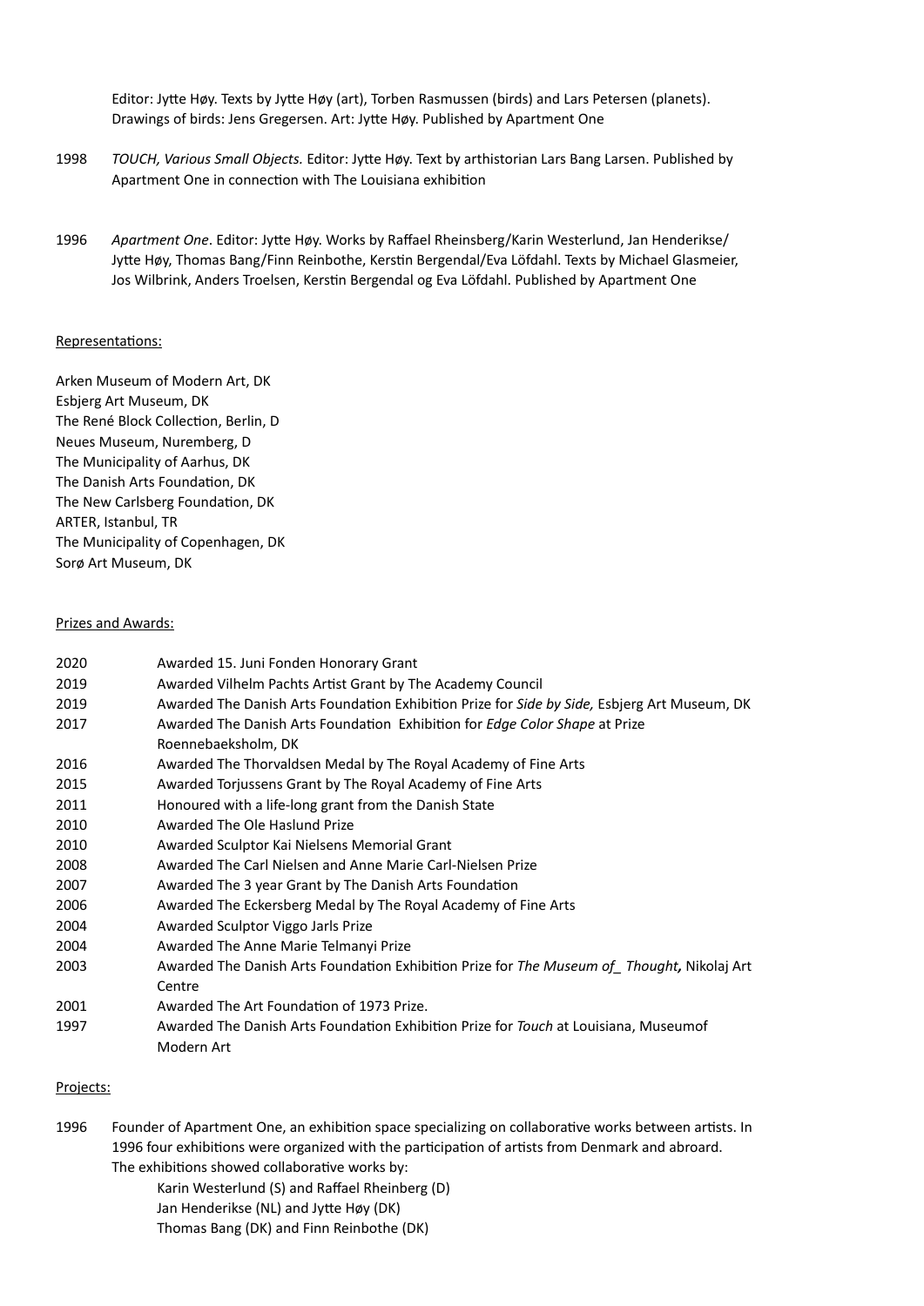Editor: Jytte Høy. Texts by Jytte Høy (art), Torben Rasmussen (birds) and Lars Petersen (planets). Drawings of birds: Jens Gregersen. Art: Jytte Høy. Published by Apartment One

1998 *TOUCH, Various Small Objects.* Editor: Jytte Høy. Text by arthistorian Lars Bang Larsen. Published by Apartment One in connection with The Louisiana exhibition

1996 *Apartment One*. Editor: Jytte Høy. Works by Raffael Rheinsberg/Karin Westerlund, Jan Henderikse/Jytte Høy, Thomas Bang/Finn Reinbothe, Kerstin Bergendal/Eva Löfdahl. Texts by Michael Glasmeier, Jos Wilbrink, Anders Troelsen, Kerstin Bergendal og Eva Löfdahl. Published by Apartment One

Representations:

Arken Museum of Modern Art, DK
Esbjerg Art Museum, DK
The René Block Collection, Berlin, D
Neues Museum, Nuremberg, D
The Municipality of Aarhus, DK
The Danish Arts Foundation, DK
The New Carlsberg Foundation, DK
ARTER, Istanbul, TR
The Municipality of Copenhagen, DK
Sorø Art Museum, DK

Prizes and Awards:

2020 Awarded 15. Juni Fonden Honorary Grant
2019 Awarded Vilhelm Pachts Artist Grant by The Academy Council
2019 Awarded The Danish Arts Foundation Exhibition Prize for *Side by Side,* Esbjerg Art Museum, DK
2017 Awarded The Danish Arts Foundation Exhibition for *Edge Color Shape* at Prize Roennebaeksholm, DK
2016 Awarded The Thorvaldsen Medal by The Royal Academy of Fine Arts
2015 Awarded Torjussens Grant by The Royal Academy of Fine Arts
2011 Honoured with a life-long grant from the Danish State
2010 Awarded The Ole Haslund Prize
2010 Awarded Sculptor Kai Nielsens Memorial Grant
2008 Awarded The Carl Nielsen and Anne Marie Carl-Nielsen Prize
2007 Awarded The 3 year Grant by The Danish Arts Foundation
2006 Awarded The Eckersberg Medal by The Royal Academy of Fine Arts
2004 Awarded Sculptor Viggo Jarls Prize
2004 Awarded The Anne Marie Telmanyi Prize
2003 Awarded The Danish Arts Foundation Exhibition Prize for *The Museum of_ Thought*, Nikolaj Art Centre
2001 Awarded The Art Foundation of 1973 Prize.
1997 Awarded The Danish Arts Foundation Exhibition Prize for *Touch* at Louisiana, Museumof Modern Art

Projects:

1996 Founder of Apartment One, an exhibition space specializing on collaborative works between artists. In 1996 four exhibitions were organized with the participation of artists from Denmark and abroad. The exhibitions showed collaborative works by:
Karin Westerlund (S) and Raffael Rheinberg (D)
Jan Henderikse (NL) and Jytte Høy (DK)
Thomas Bang (DK) and Finn Reinbothe (DK)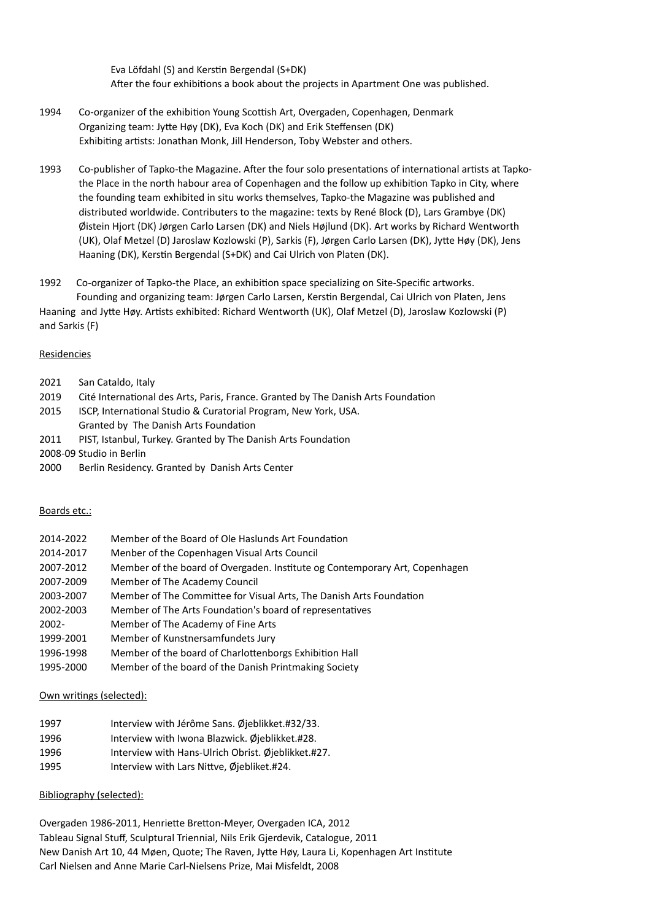Eva Löfdahl (S) and Kerstin Bergendal (S+DK)
After the four exhibitions a book about the projects in Apartment One was published.

1994 Co-organizer of the exhibition Young Scottish Art, Overgaden, Copenhagen, Denmark
Organizing team: Jytte Høy (DK), Eva Koch (DK) and Erik Steffensen (DK)
Exhibiting artists: Jonathan Monk, Jill Henderson, Toby Webster and others.

1993 Co-publisher of Tapko-the Magazine. After the four solo presentations of international artists at Tapko-the Place in the north habour area of Copenhagen and the follow up exhibition Tapko in City, where the founding team exhibited in situ works themselves, Tapko-the Magazine was published and distributed worldwide. Contributers to the magazine: texts by René Block (D), Lars Grambye (DK) Øistein Hjort (DK) Jørgen Carlo Larsen (DK) and Niels Højlund (DK). Art works by Richard Wentworth (UK), Olaf Metzel (D) Jaroslaw Kozlowski (P), Sarkis (F), Jørgen Carlo Larsen (DK), Jytte Høy (DK), Jens Haaning (DK), Kerstin Bergendal (S+DK) and Cai Ulrich von Platen (DK).

1992 Co-organizer of Tapko-the Place, an exhibition space specializing on Site-Specific artworks.
Founding and organizing team: Jørgen Carlo Larsen, Kerstin Bergendal, Cai Ulrich von Platen, Jens Haaning and Jytte Høy. Artists exhibited: Richard Wentworth (UK), Olaf Metzel (D), Jaroslaw Kozlowski (P) and Sarkis (F)

## Residencies

2021 San Cataldo, Italy
2019 Cité International des Arts, Paris, France. Granted by The Danish Arts Foundation
2015 ISCP, International Studio & Curatorial Program, New York, USA.
Granted by The Danish Arts Foundation
2011 PIST, Istanbul, Turkey. Granted by The Danish Arts Foundation
2008-09 Studio in Berlin
2000 Berlin Residency. Granted by Danish Arts Center

## Boards etc.:

2014-2022 Member of the Board of Ole Haslunds Art Foundation
2014-2017 Menber of the Copenhagen Visual Arts Council
2007-2012 Member of the board of Overgaden. Institute og Contemporary Art, Copenhagen
2007-2009 Member of The Academy Council
2003-2007 Member of The Committee for Visual Arts, The Danish Arts Foundation
2002-2003 Member of The Arts Foundation's board of representatives
2002- Member of The Academy of Fine Arts
1999-2001 Member of Kunstnersamfundets Jury
1996-1998 Member of the board of Charlottenborgs Exhibition Hall
1995-2000 Member of the board of the Danish Printmaking Society

## Own writings (selected):

1997 Interview with Jérôme Sans. Øjeblikket.#32/33.
1996 Interview with Iwona Blazwick. Øjeblikket.#28.
1996 Interview with Hans-Ulrich Obrist. Øjeblikket.#27.
1995 Interview with Lars Nittve, Øjebliket.#24.

## Bibliography (selected):

Overgaden 1986-2011, Henriette Bretton-Meyer, Overgaden ICA, 2012
Tableau Signal Stuff, Sculptural Triennial, Nils Erik Gjerdevik, Catalogue, 2011
New Danish Art 10, 44 Møen, Quote; The Raven, Jytte Høy, Laura Li, Kopenhagen Art Institute
Carl Nielsen and Anne Marie Carl-Nielsens Prize, Mai Misfeldt, 2008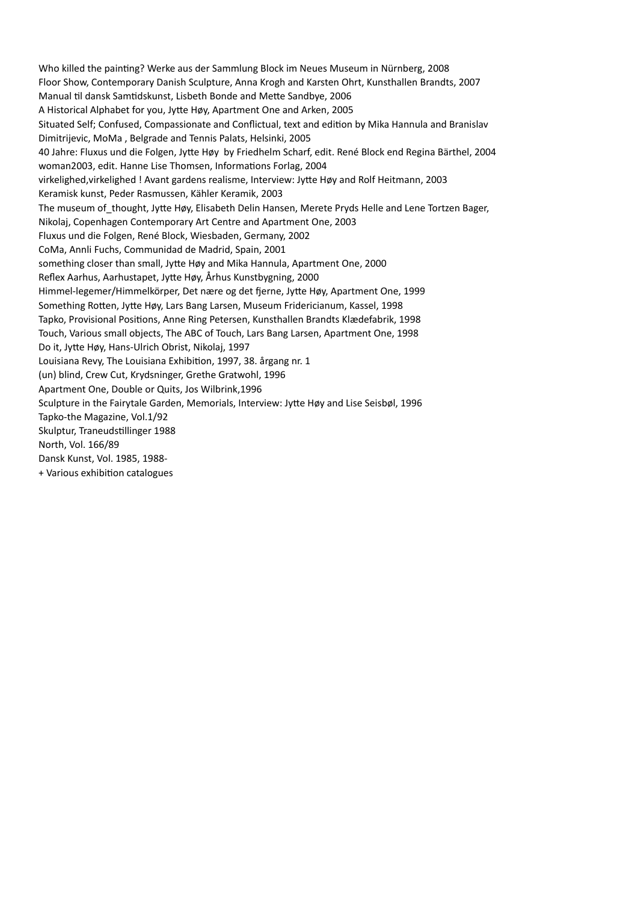Who killed the painting? Werke aus der Sammlung Block im Neues Museum in Nürnberg, 2008
Floor Show, Contemporary Danish Sculpture, Anna Krogh and Karsten Ohrt, Kunsthallen Brandts, 2007
Manual til dansk Samtidskunst, Lisbeth Bonde and Mette Sandbye, 2006
A Historical Alphabet for you, Jytte Høy, Apartment One and Arken, 2005
Situated Self; Confused, Compassionate and Conflictual, text and edition by Mika Hannula and Branislav Dimitrijevic, MoMa , Belgrade and Tennis Palats, Helsinki, 2005
40 Jahre: Fluxus und die Folgen, Jytte Høy by Friedhelm Scharf, edit. René Block end Regina Bärthel, 2004
woman2003, edit. Hanne Lise Thomsen, Informations Forlag, 2004
virkelighed,virkelighed ! Avant gardens realisme, Interview: Jytte Høy and Rolf Heitmann, 2003
Keramisk kunst, Peder Rasmussen, Kähler Keramik, 2003
The museum of_thought, Jytte Høy, Elisabeth Delin Hansen, Merete Pryds Helle and Lene Tortzen Bager, Nikolaj, Copenhagen Contemporary Art Centre and Apartment One, 2003
Fluxus und die Folgen, René Block, Wiesbaden, Germany, 2002
CoMa, Annli Fuchs, Communidad de Madrid, Spain, 2001
something closer than small, Jytte Høy and Mika Hannula, Apartment One, 2000
Reflex Aarhus, Aarhustapet, Jytte Høy, Århus Kunstbygning, 2000
Himmel-legemer/Himmelkörper, Det nære og det fjerne, Jytte Høy, Apartment One, 1999
Something Rotten, Jytte Høy, Lars Bang Larsen, Museum Fridericianum, Kassel, 1998
Tapko, Provisional Positions, Anne Ring Petersen, Kunsthallen Brandts Klædefabrik, 1998
Touch, Various small objects, The ABC of Touch, Lars Bang Larsen, Apartment One, 1998
Do it, Jytte Høy, Hans-Ulrich Obrist, Nikolaj, 1997
Louisiana Revy, The Louisiana Exhibition, 1997, 38. årgang nr. 1
(un) blind, Crew Cut, Krydsninger, Grethe Gratwohl, 1996
Apartment One, Double or Quits, Jos Wilbrink,1996
Sculpture in the Fairytale Garden, Memorials, Interview: Jytte Høy and Lise Seisbøl, 1996
Tapko-the Magazine, Vol.1/92
Skulptur, Traneudstillinger 1988
North, Vol. 166/89
Dansk Kunst, Vol. 1985, 1988-
+ Various exhibition catalogues